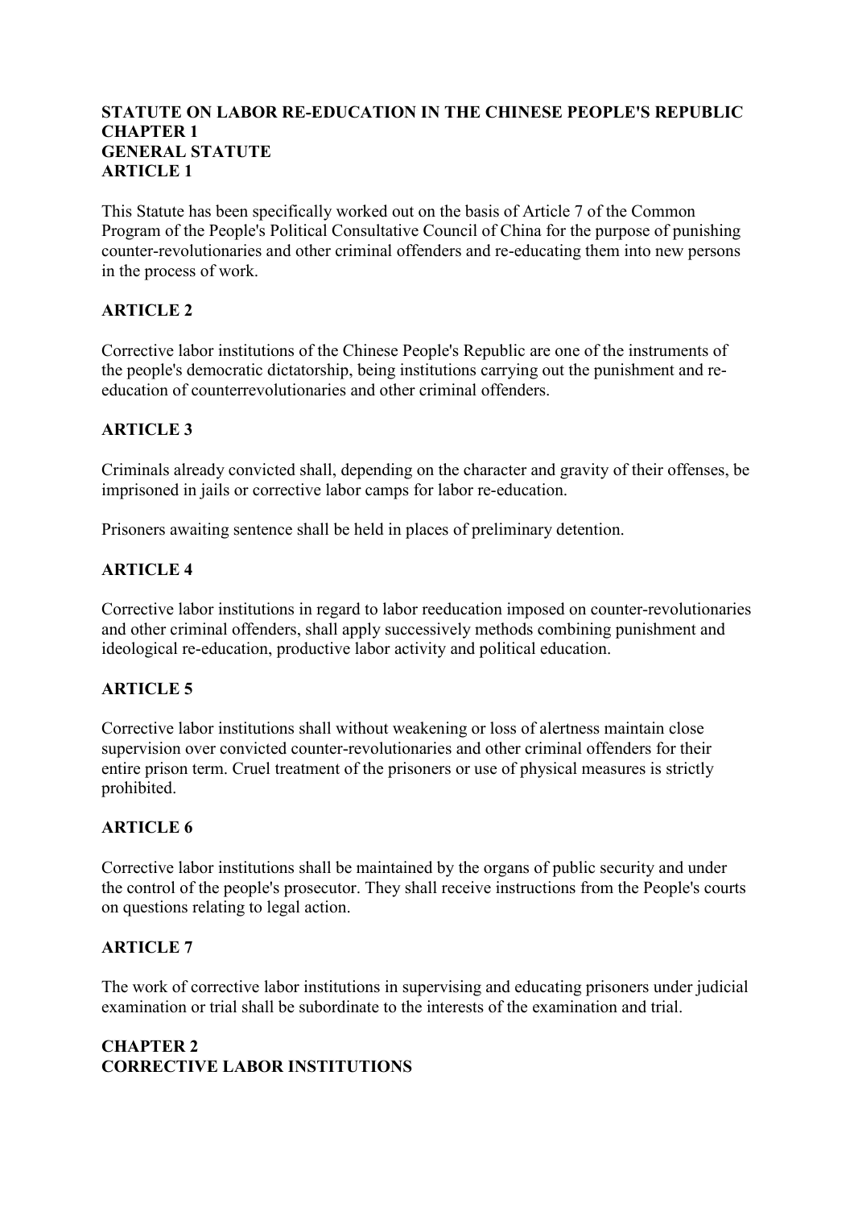# STATUTE ON LABOR RE-EDUCATION IN THE CHINESE PEOPLE'S REPUBLIC

## CHAPTER 1
## GENERAL STATUTE

### ARTICLE 1

This Statute has been specifically worked out on the basis of Article 7 of the Common Program of the People's Political Consultative Council of China for the purpose of punishing counter-revolutionaries and other criminal offenders and re-educating them into new persons in the process of work.

### ARTICLE 2

Corrective labor institutions of the Chinese People's Republic are one of the instruments of the people's democratic dictatorship, being institutions carrying out the punishment and re-education of counterrevolutionaries and other criminal offenders.

### ARTICLE 3

Criminals already convicted shall, depending on the character and gravity of their offenses, be imprisoned in jails or corrective labor camps for labor re-education.

Prisoners awaiting sentence shall be held in places of preliminary detention.

### ARTICLE 4

Corrective labor institutions in regard to labor reeducation imposed on counter-revolutionaries and other criminal offenders, shall apply successively methods combining punishment and ideological re-education, productive labor activity and political education.

### ARTICLE 5

Corrective labor institutions shall without weakening or loss of alertness maintain close supervision over convicted counter-revolutionaries and other criminal offenders for their entire prison term. Cruel treatment of the prisoners or use of physical measures is strictly prohibited.

### ARTICLE 6

Corrective labor institutions shall be maintained by the organs of public security and under the control of the people's prosecutor. They shall receive instructions from the People's courts on questions relating to legal action.

### ARTICLE 7

The work of corrective labor institutions in supervising and educating prisoners under judicial examination or trial shall be subordinate to the interests of the examination and trial.

## CHAPTER 2
## CORRECTIVE LABOR INSTITUTIONS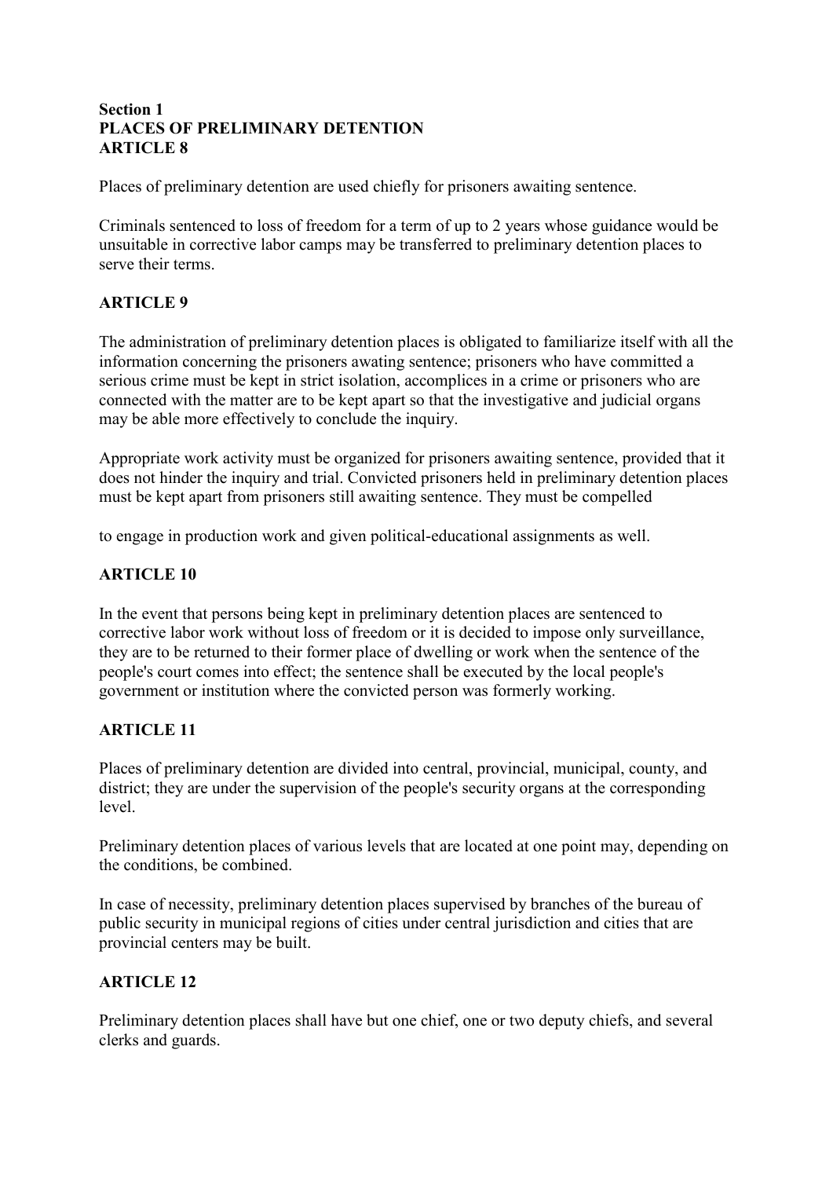**Section 1**
**PLACES OF PRELIMINARY DETENTION**
**ARTICLE 8**

Places of preliminary detention are used chiefly for prisoners awaiting sentence.

Criminals sentenced to loss of freedom for a term of up to 2 years whose guidance would be unsuitable in corrective labor camps may be transferred to preliminary detention places to serve their terms.

**ARTICLE 9**

The administration of preliminary detention places is obligated to familiarize itself with all the information concerning the prisoners awating sentence; prisoners who have committed a serious crime must be kept in strict isolation, accomplices in a crime or prisoners who are connected with the matter are to be kept apart so that the investigative and judicial organs may be able more effectively to conclude the inquiry.

Appropriate work activity must be organized for prisoners awaiting sentence, provided that it does not hinder the inquiry and trial. Convicted prisoners held in preliminary detention places must be kept apart from prisoners still awaiting sentence. They must be compelled to engage in production work and given political-educational assignments as well.

**ARTICLE 10**

In the event that persons being kept in preliminary detention places are sentenced to corrective labor work without loss of freedom or it is decided to impose only surveillance, they are to be returned to their former place of dwelling or work when the sentence of the people's court comes into effect; the sentence shall be executed by the local people's government or institution where the convicted person was formerly working.

**ARTICLE 11**

Places of preliminary detention are divided into central, provincial, municipal, county, and district; they are under the supervision of the people's security organs at the corresponding level.

Preliminary detention places of various levels that are located at one point may, depending on the conditions, be combined.

In case of necessity, preliminary detention places supervised by branches of the bureau of public security in municipal regions of cities under central jurisdiction and cities that are provincial centers may be built.

**ARTICLE 12**

Preliminary detention places shall have but one chief, one or two deputy chiefs, and several clerks and guards.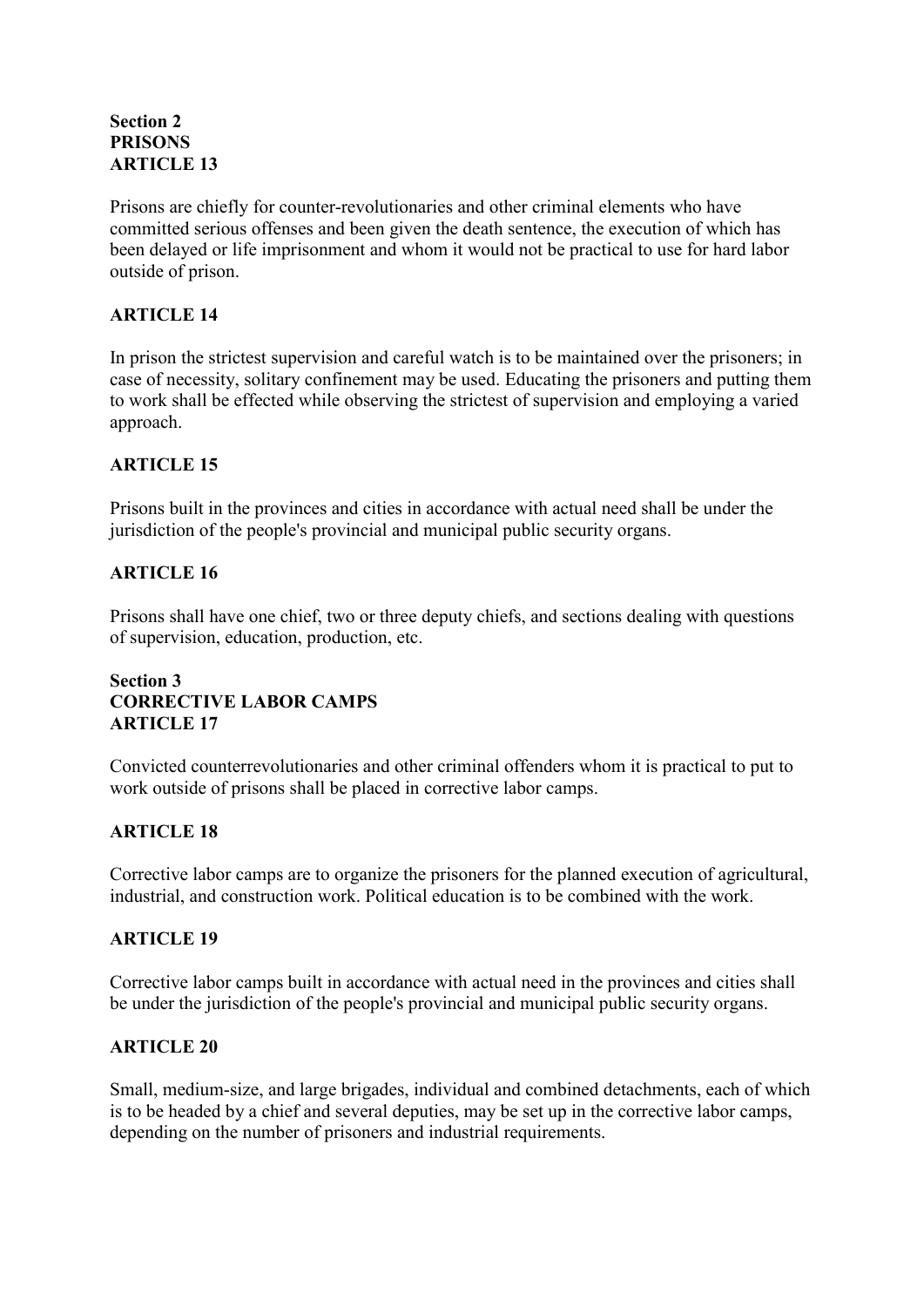**Section 2**
**PRISONS**
**ARTICLE 13**

Prisons are chiefly for counter-revolutionaries and other criminal elements who have committed serious offenses and been given the death sentence, the execution of which has been delayed or life imprisonment and whom it would not be practical to use for hard labor outside of prison.

**ARTICLE 14**

In prison the strictest supervision and careful watch is to be maintained over the prisoners; in case of necessity, solitary confinement may be used. Educating the prisoners and putting them to work shall be effected while observing the strictest of supervision and employing a varied approach.

**ARTICLE 15**

Prisons built in the provinces and cities in accordance with actual need shall be under the jurisdiction of the people's provincial and municipal public security organs.

**ARTICLE 16**

Prisons shall have one chief, two or three deputy chiefs, and sections dealing with questions of supervision, education, production, etc.

**Section 3**
**CORRECTIVE LABOR CAMPS**
**ARTICLE 17**

Convicted counterrevolutionaries and other criminal offenders whom it is practical to put to work outside of prisons shall be placed in corrective labor camps.

**ARTICLE 18**

Corrective labor camps are to organize the prisoners for the planned execution of agricultural, industrial, and construction work. Political education is to be combined with the work.

**ARTICLE 19**

Corrective labor camps built in accordance with actual need in the provinces and cities shall be under the jurisdiction of the people's provincial and municipal public security organs.

**ARTICLE 20**

Small, medium-size, and large brigades, individual and combined detachments, each of which is to be headed by a chief and several deputies, may be set up in the corrective labor camps, depending on the number of prisoners and industrial requirements.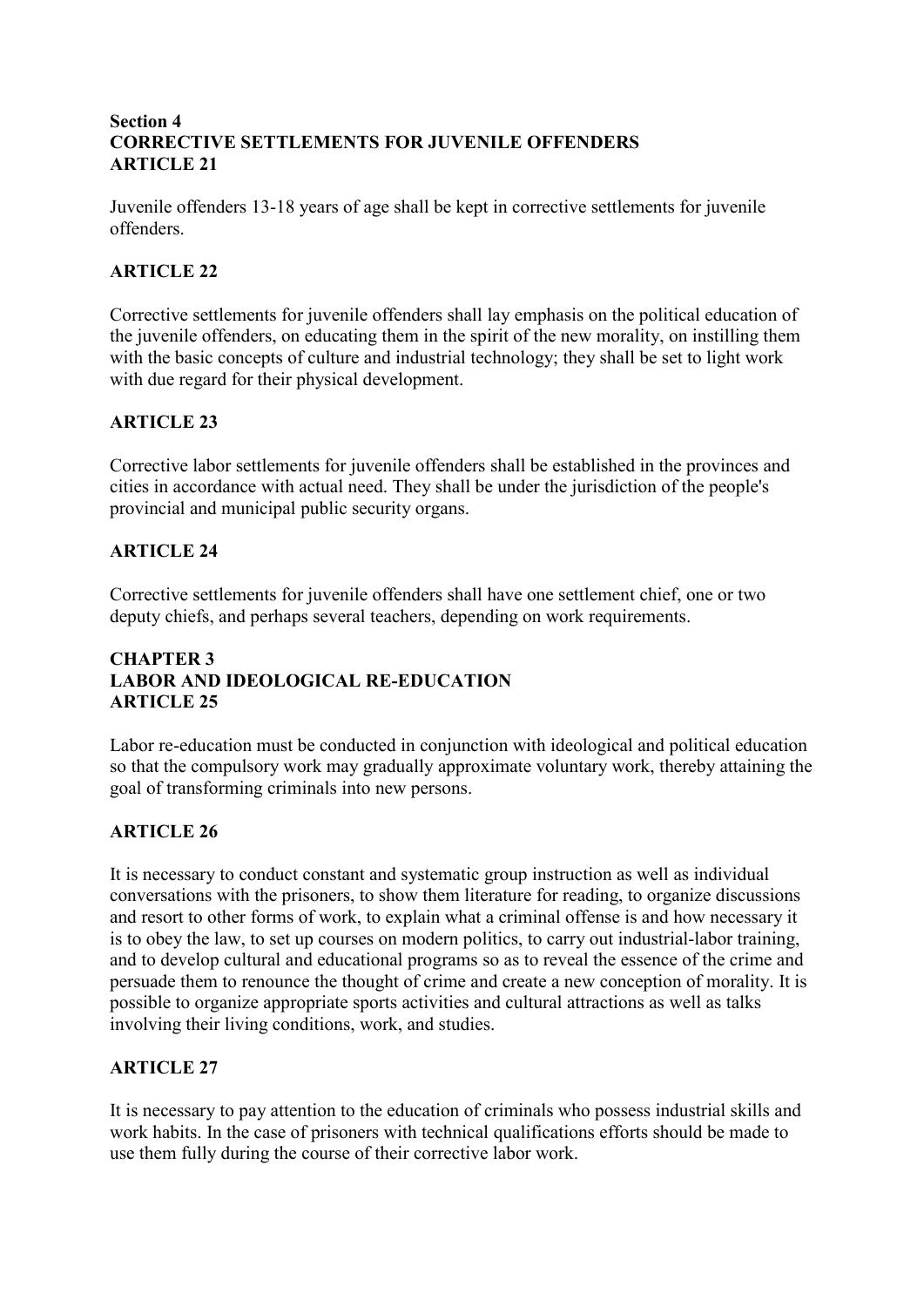## Section 4
## CORRECTIVE SETTLEMENTS FOR JUVENILE OFFENDERS
### ARTICLE 21

Juvenile offenders 13-18 years of age shall be kept in corrective settlements for juvenile offenders.

### ARTICLE 22

Corrective settlements for juvenile offenders shall lay emphasis on the political education of the juvenile offenders, on educating them in the spirit of the new morality, on instilling them with the basic concepts of culture and industrial technology; they shall be set to light work with due regard for their physical development.

### ARTICLE 23

Corrective labor settlements for juvenile offenders shall be established in the provinces and cities in accordance with actual need. They shall be under the jurisdiction of the people's provincial and municipal public security organs.

### ARTICLE 24

Corrective settlements for juvenile offenders shall have one settlement chief, one or two deputy chiefs, and perhaps several teachers, depending on work requirements.

## CHAPTER 3
## LABOR AND IDEOLOGICAL RE-EDUCATION
### ARTICLE 25

Labor re-education must be conducted in conjunction with ideological and political education so that the compulsory work may gradually approximate voluntary work, thereby attaining the goal of transforming criminals into new persons.

### ARTICLE 26

It is necessary to conduct constant and systematic group instruction as well as individual conversations with the prisoners, to show them literature for reading, to organize discussions and resort to other forms of work, to explain what a criminal offense is and how necessary it is to obey the law, to set up courses on modern politics, to carry out industrial-labor training, and to develop cultural and educational programs so as to reveal the essence of the crime and persuade them to renounce the thought of crime and create a new conception of morality. It is possible to organize appropriate sports activities and cultural attractions as well as talks involving their living conditions, work, and studies.

### ARTICLE 27

It is necessary to pay attention to the education of criminals who possess industrial skills and work habits. In the case of prisoners with technical qualifications efforts should be made to use them fully during the course of their corrective labor work.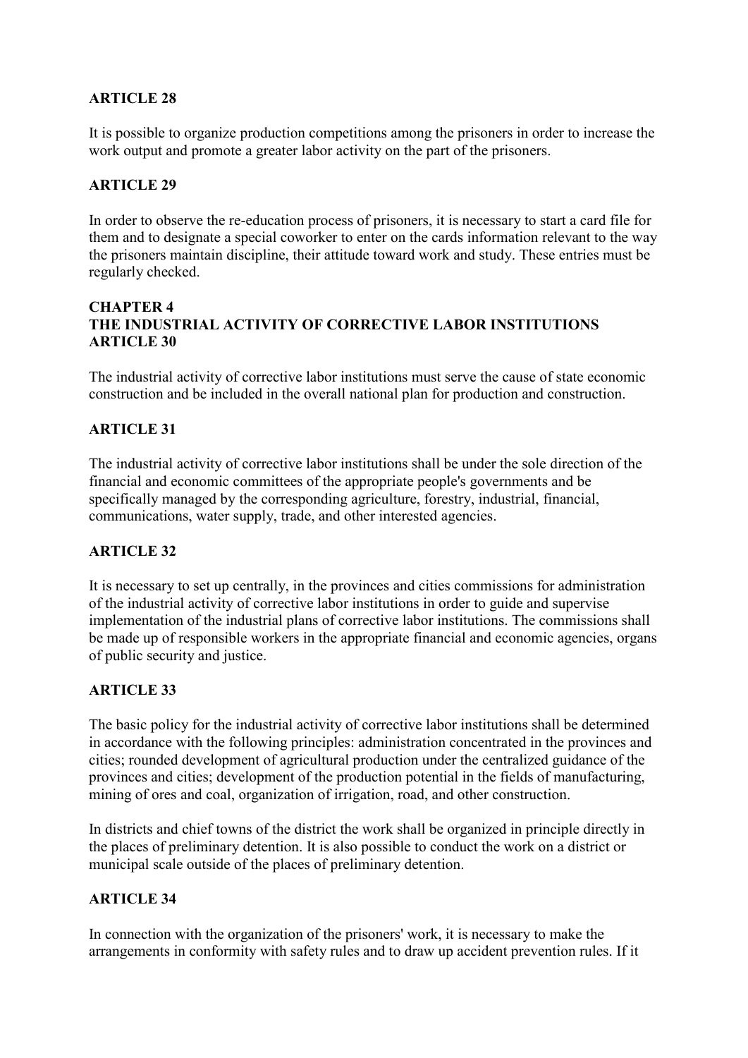**ARTICLE 28**

It is possible to organize production competitions among the prisoners in order to increase the work output and promote a greater labor activity on the part of the prisoners.

**ARTICLE 29**

In order to observe the re-education process of prisoners, it is necessary to start a card file for them and to designate a special coworker to enter on the cards information relevant to the way the prisoners maintain discipline, their attitude toward work and study. These entries must be regularly checked.

## CHAPTER 4
## THE INDUSTRIAL ACTIVITY OF CORRECTIVE LABOR INSTITUTIONS

**ARTICLE 30**

The industrial activity of corrective labor institutions must serve the cause of state economic construction and be included in the overall national plan for production and construction.

**ARTICLE 31**

The industrial activity of corrective labor institutions shall be under the sole direction of the financial and economic committees of the appropriate people's governments and be specifically managed by the corresponding agriculture, forestry, industrial, financial, communications, water supply, trade, and other interested agencies.

**ARTICLE 32**

It is necessary to set up centrally, in the provinces and cities commissions for administration of the industrial activity of corrective labor institutions in order to guide and supervise implementation of the industrial plans of corrective labor institutions. The commissions shall be made up of responsible workers in the appropriate financial and economic agencies, organs of public security and justice.

**ARTICLE 33**

The basic policy for the industrial activity of corrective labor institutions shall be determined in accordance with the following principles: administration concentrated in the provinces and cities; rounded development of agricultural production under the centralized guidance of the provinces and cities; development of the production potential in the fields of manufacturing, mining of ores and coal, organization of irrigation, road, and other construction.

In districts and chief towns of the district the work shall be organized in principle directly in the places of preliminary detention. It is also possible to conduct the work on a district or municipal scale outside of the places of preliminary detention.

**ARTICLE 34**

In connection with the organization of the prisoners' work, it is necessary to make the arrangements in conformity with safety rules and to draw up accident prevention rules. If it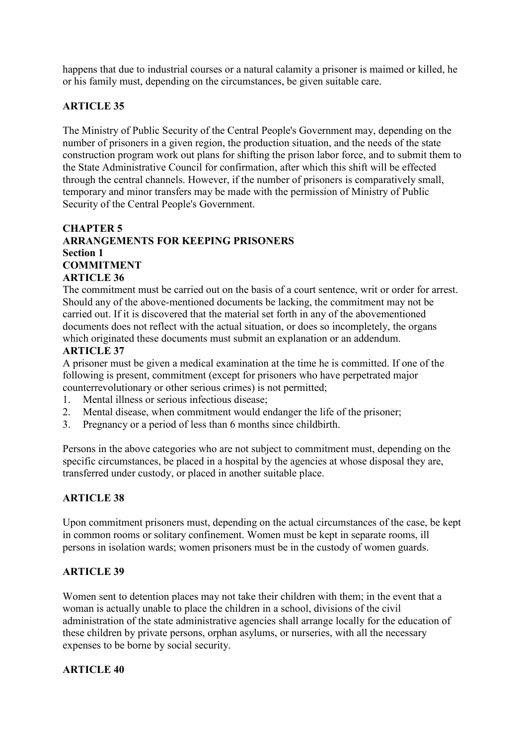happens that due to industrial courses or a natural calamity a prisoner is maimed or killed, he or his family must, depending on the circumstances, be given suitable care.

**ARTICLE 35**

The Ministry of Public Security of the Central People's Government may, depending on the number of prisoners in a given region, the production situation, and the needs of the state construction program work out plans for shifting the prison labor force, and to submit them to the State Administrative Council for confirmation, after which this shift will be effected through the central channels. However, if the number of prisoners is comparatively small, temporary and minor transfers may be made with the permission of Ministry of Public Security of the Central People's Government.

## CHAPTER 5
## ARRANGEMENTS FOR KEEPING PRISONERS
### Section 1
### COMMITMENT
**ARTICLE 36**

The commitment must be carried out on the basis of a court sentence, writ or order for arrest. Should any of the above-mentioned documents be lacking, the commitment may not be carried out. If it is discovered that the material set forth in any of the abovementioned documents does not reflect with the actual situation, or does so incompletely, the organs which originated these documents must submit an explanation or an addendum.

**ARTICLE 37**

A prisoner must be given a medical examination at the time he is committed. If one of the following is present, commitment (except for prisoners who have perpetrated major counterrevolutionary or other serious crimes) is not permitted;

1. Mental illness or serious infectious disease;
2. Mental disease, when commitment would endanger the life of the prisoner;
3. Pregnancy or a period of less than 6 months since childbirth.

Persons in the above categories who are not subject to commitment must, depending on the specific circumstances, be placed in a hospital by the agencies at whose disposal they are, transferred under custody, or placed in another suitable place.

**ARTICLE 38**

Upon commitment prisoners must, depending on the actual circumstances of the case, be kept in common rooms or solitary confinement. Women must be kept in separate rooms, ill persons in isolation wards; women prisoners must be in the custody of women guards.

**ARTICLE 39**

Women sent to detention places may not take their children with them; in the event that a woman is actually unable to place the children in a school, divisions of the civil administration of the state administrative agencies shall arrange locally for the education of these children by private persons, orphan asylums, or nurseries, with all the necessary expenses to be borne by social security.

**ARTICLE 40**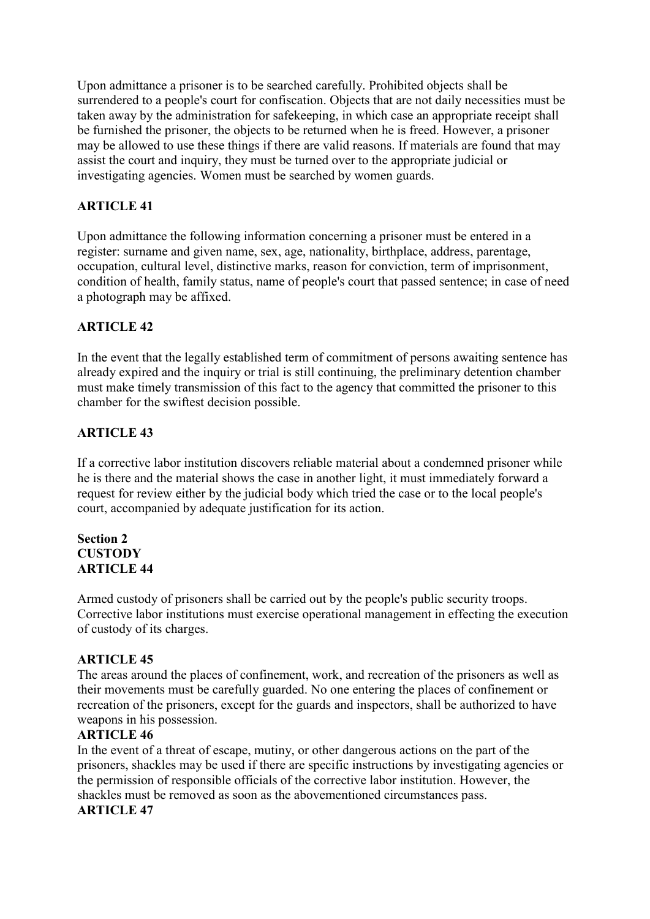Upon admittance a prisoner is to be searched carefully. Prohibited objects shall be surrendered to a people's court for confiscation. Objects that are not daily necessities must be taken away by the administration for safekeeping, in which case an appropriate receipt shall be furnished the prisoner, the objects to be returned when he is freed. However, a prisoner may be allowed to use these things if there are valid reasons. If materials are found that may assist the court and inquiry, they must be turned over to the appropriate judicial or investigating agencies. Women must be searched by women guards.

**ARTICLE 41**

Upon admittance the following information concerning a prisoner must be entered in a register: surname and given name, sex, age, nationality, birthplace, address, parentage, occupation, cultural level, distinctive marks, reason for conviction, term of imprisonment, condition of health, family status, name of people's court that passed sentence; in case of need a photograph may be affixed.

**ARTICLE 42**

In the event that the legally established term of commitment of persons awaiting sentence has already expired and the inquiry or trial is still continuing, the preliminary detention chamber must make timely transmission of this fact to the agency that committed the prisoner to this chamber for the swiftest decision possible.

**ARTICLE 43**

If a corrective labor institution discovers reliable material about a condemned prisoner while he is there and the material shows the case in another light, it must immediately forward a request for review either by the judicial body which tried the case or to the local people's court, accompanied by adequate justification for its action.

**Section 2**
**CUSTODY**
**ARTICLE 44**

Armed custody of prisoners shall be carried out by the people's public security troops. Corrective labor institutions must exercise operational management in effecting the execution of custody of its charges.

**ARTICLE 45**

The areas around the places of confinement, work, and recreation of the prisoners as well as their movements must be carefully guarded. No one entering the places of confinement or recreation of the prisoners, except for the guards and inspectors, shall be authorized to have weapons in his possession.

**ARTICLE 46**

In the event of a threat of escape, mutiny, or other dangerous actions on the part of the prisoners, shackles may be used if there are specific instructions by investigating agencies or the permission of responsible officials of the corrective labor institution. However, the shackles must be removed as soon as the abovementioned circumstances pass.

**ARTICLE 47**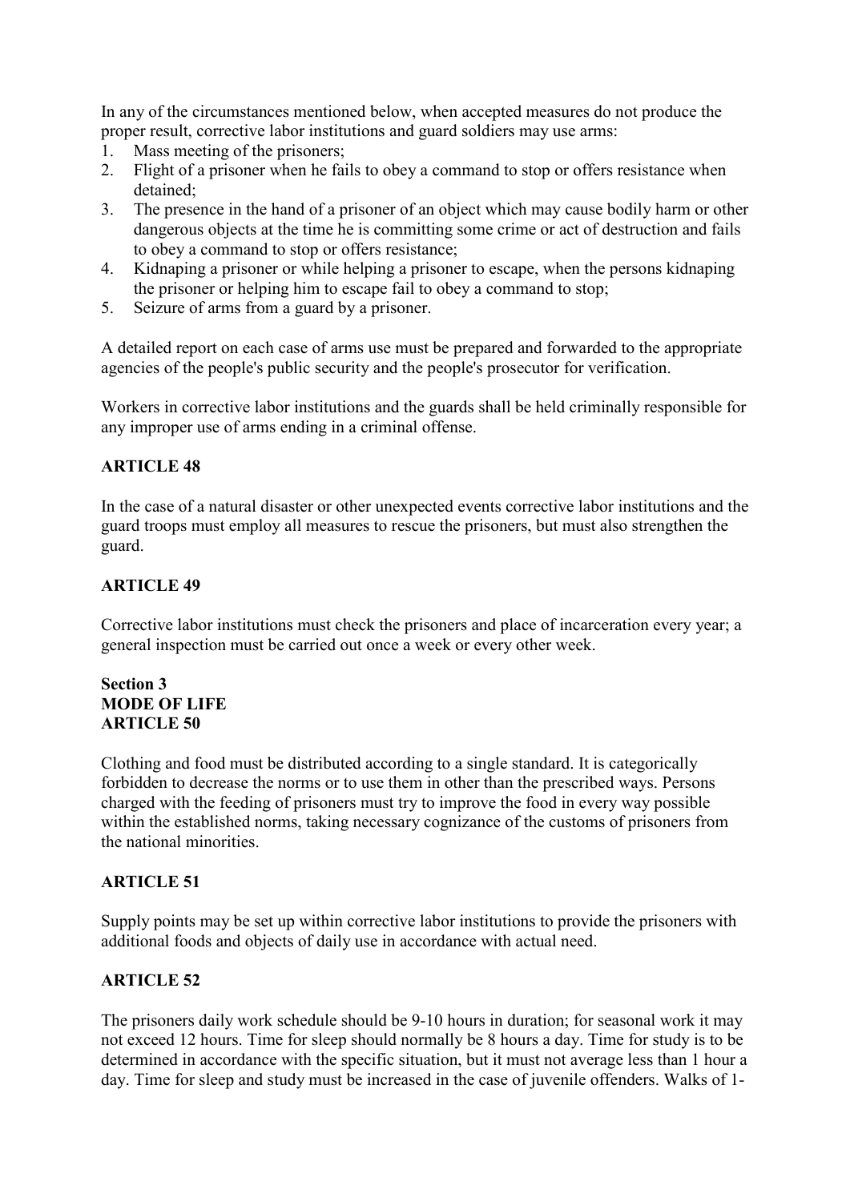In any of the circumstances mentioned below, when accepted measures do not produce the proper result, corrective labor institutions and guard soldiers may use arms:

1. Mass meeting of the prisoners;
2. Flight of a prisoner when he fails to obey a command to stop or offers resistance when detained;
3. The presence in the hand of a prisoner of an object which may cause bodily harm or other dangerous objects at the time he is committing some crime or act of destruction and fails to obey a command to stop or offers resistance;
4. Kidnaping a prisoner or while helping a prisoner to escape, when the persons kidnaping the prisoner or helping him to escape fail to obey a command to stop;
5. Seizure of arms from a guard by a prisoner.

A detailed report on each case of arms use must be prepared and forwarded to the appropriate agencies of the people's public security and the people's prosecutor for verification.

Workers in corrective labor institutions and the guards shall be held criminally responsible for any improper use of arms ending in a criminal offense.

**ARTICLE 48**

In the case of a natural disaster or other unexpected events corrective labor institutions and the guard troops must employ all measures to rescue the prisoners, but must also strengthen the guard.

**ARTICLE 49**

Corrective labor institutions must check the prisoners and place of incarceration every year; a general inspection must be carried out once a week or every other week.

**Section 3**
**MODE OF LIFE**
**ARTICLE 50**

Clothing and food must be distributed according to a single standard. It is categorically forbidden to decrease the norms or to use them in other than the prescribed ways. Persons charged with the feeding of prisoners must try to improve the food in every way possible within the established norms, taking necessary cognizance of the customs of prisoners from the national minorities.

**ARTICLE 51**

Supply points may be set up within corrective labor institutions to provide the prisoners with additional foods and objects of daily use in accordance with actual need.

**ARTICLE 52**

The prisoners daily work schedule should be 9-10 hours in duration; for seasonal work it may not exceed 12 hours. Time for sleep should normally be 8 hours a day. Time for study is to be determined in accordance with the specific situation, but it must not average less than 1 hour a day. Time for sleep and study must be increased in the case of juvenile offenders. Walks of 1-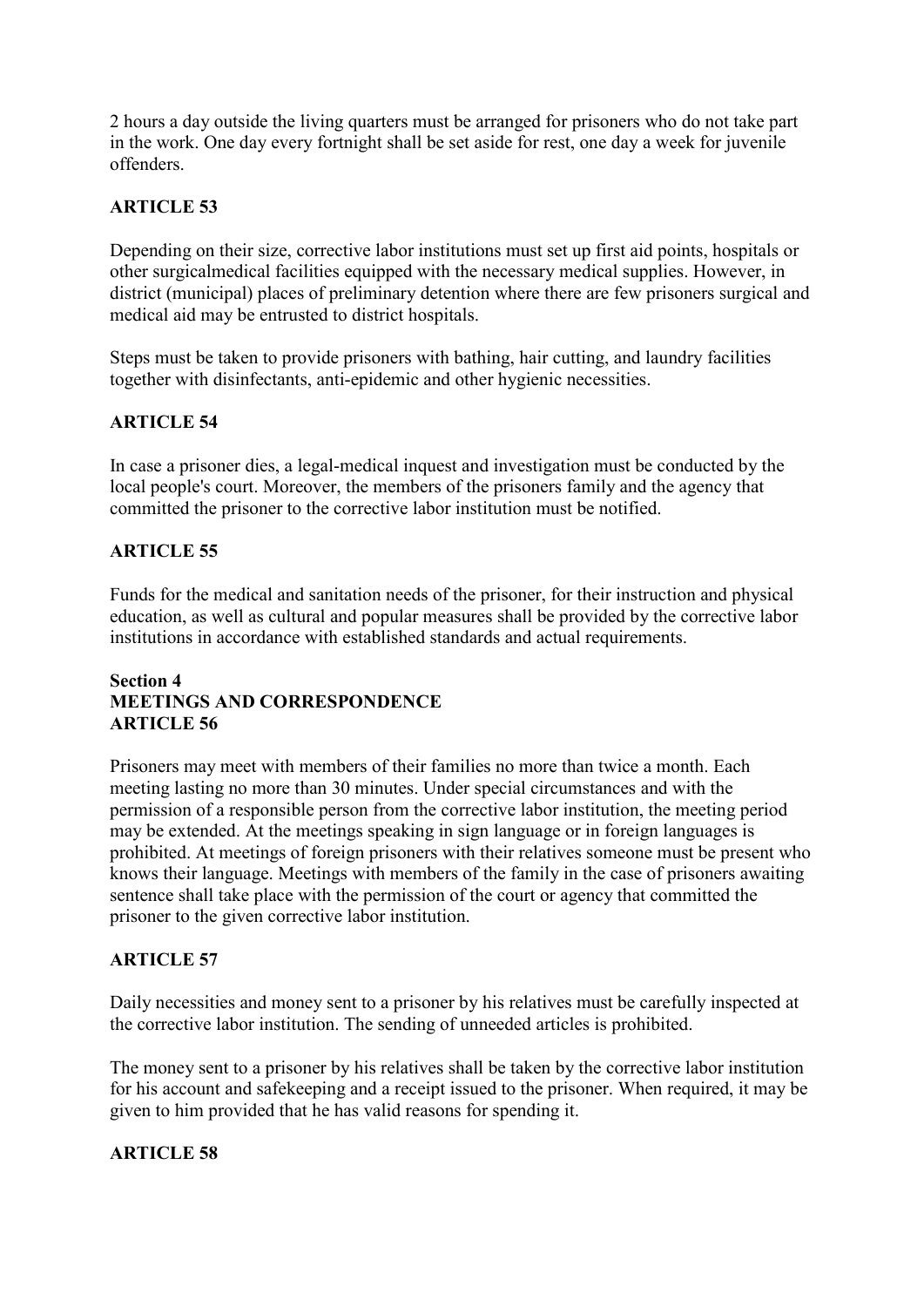2 hours a day outside the living quarters must be arranged for prisoners who do not take part in the work. One day every fortnight shall be set aside for rest, one day a week for juvenile offenders.

**ARTICLE 53**

Depending on their size, corrective labor institutions must set up first aid points, hospitals or other surgicalmedical facilities equipped with the necessary medical supplies. However, in district (municipal) places of preliminary detention where there are few prisoners surgical and medical aid may be entrusted to district hospitals.

Steps must be taken to provide prisoners with bathing, hair cutting, and laundry facilities together with disinfectants, anti-epidemic and other hygienic necessities.

**ARTICLE 54**

In case a prisoner dies, a legal-medical inquest and investigation must be conducted by the local people's court. Moreover, the members of the prisoners family and the agency that committed the prisoner to the corrective labor institution must be notified.

**ARTICLE 55**

Funds for the medical and sanitation needs of the prisoner, for their instruction and physical education, as well as cultural and popular measures shall be provided by the corrective labor institutions in accordance with established standards and actual requirements.

**Section 4**
**MEETINGS AND CORRESPONDENCE**
**ARTICLE 56**

Prisoners may meet with members of their families no more than twice a month. Each meeting lasting no more than 30 minutes. Under special circumstances and with the permission of a responsible person from the corrective labor institution, the meeting period may be extended. At the meetings speaking in sign language or in foreign languages is prohibited. At meetings of foreign prisoners with their relatives someone must be present who knows their language. Meetings with members of the family in the case of prisoners awaiting sentence shall take place with the permission of the court or agency that committed the prisoner to the given corrective labor institution.

**ARTICLE 57**

Daily necessities and money sent to a prisoner by his relatives must be carefully inspected at the corrective labor institution. The sending of unneeded articles is prohibited.

The money sent to a prisoner by his relatives shall be taken by the corrective labor institution for his account and safekeeping and a receipt issued to the prisoner. When required, it may be given to him provided that he has valid reasons for spending it.

**ARTICLE 58**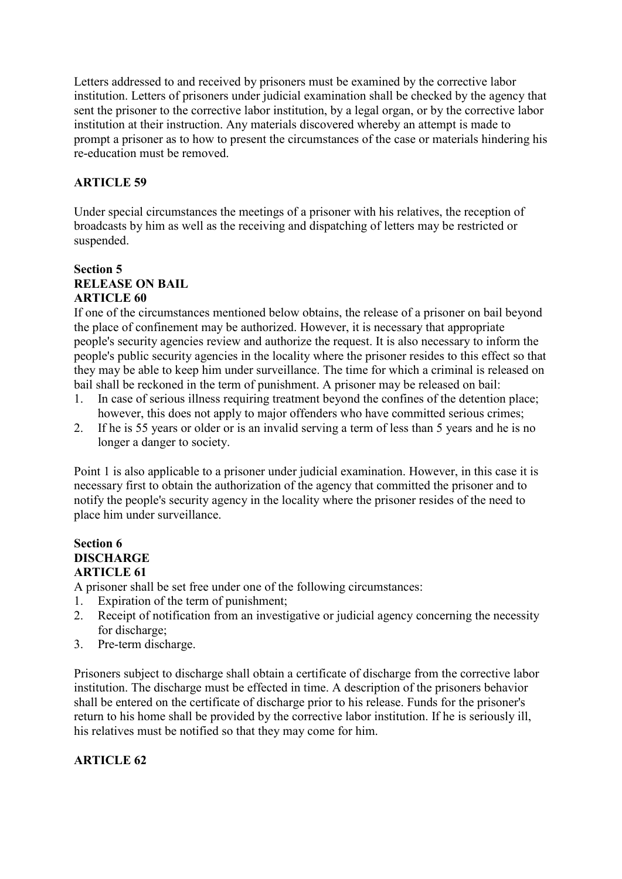Letters addressed to and received by prisoners must be examined by the corrective labor institution. Letters of prisoners under judicial examination shall be checked by the agency that sent the prisoner to the corrective labor institution, by a legal organ, or by the corrective labor institution at their instruction. Any materials discovered whereby an attempt is made to prompt a prisoner as to how to present the circumstances of the case or materials hindering his re-education must be removed.

**ARTICLE 59**

Under special circumstances the meetings of a prisoner with his relatives, the reception of broadcasts by him as well as the receiving and dispatching of letters may be restricted or suspended.

**Section 5**
**RELEASE ON BAIL**
**ARTICLE 60**

If one of the circumstances mentioned below obtains, the release of a prisoner on bail beyond the place of confinement may be authorized. However, it is necessary that appropriate people's security agencies review and authorize the request. It is also necessary to inform the people's public security agencies in the locality where the prisoner resides to this effect so that they may be able to keep him under surveillance. The time for which a criminal is released on bail shall be reckoned in the term of punishment. A prisoner may be released on bail:

1. In case of serious illness requiring treatment beyond the confines of the detention place; however, this does not apply to major offenders who have committed serious crimes;
2. If he is 55 years or older or is an invalid serving a term of less than 5 years and he is no longer a danger to society.

Point 1 is also applicable to a prisoner under judicial examination. However, in this case it is necessary first to obtain the authorization of the agency that committed the prisoner and to notify the people's security agency in the locality where the prisoner resides of the need to place him under surveillance.

**Section 6**
**DISCHARGE**
**ARTICLE 61**

A prisoner shall be set free under one of the following circumstances:

1. Expiration of the term of punishment;
2. Receipt of notification from an investigative or judicial agency concerning the necessity for discharge;
3. Pre-term discharge.

Prisoners subject to discharge shall obtain a certificate of discharge from the corrective labor institution. The discharge must be effected in time. A description of the prisoners behavior shall be entered on the certificate of discharge prior to his release. Funds for the prisoner's return to his home shall be provided by the corrective labor institution. If he is seriously ill, his relatives must be notified so that they may come for him.

**ARTICLE 62**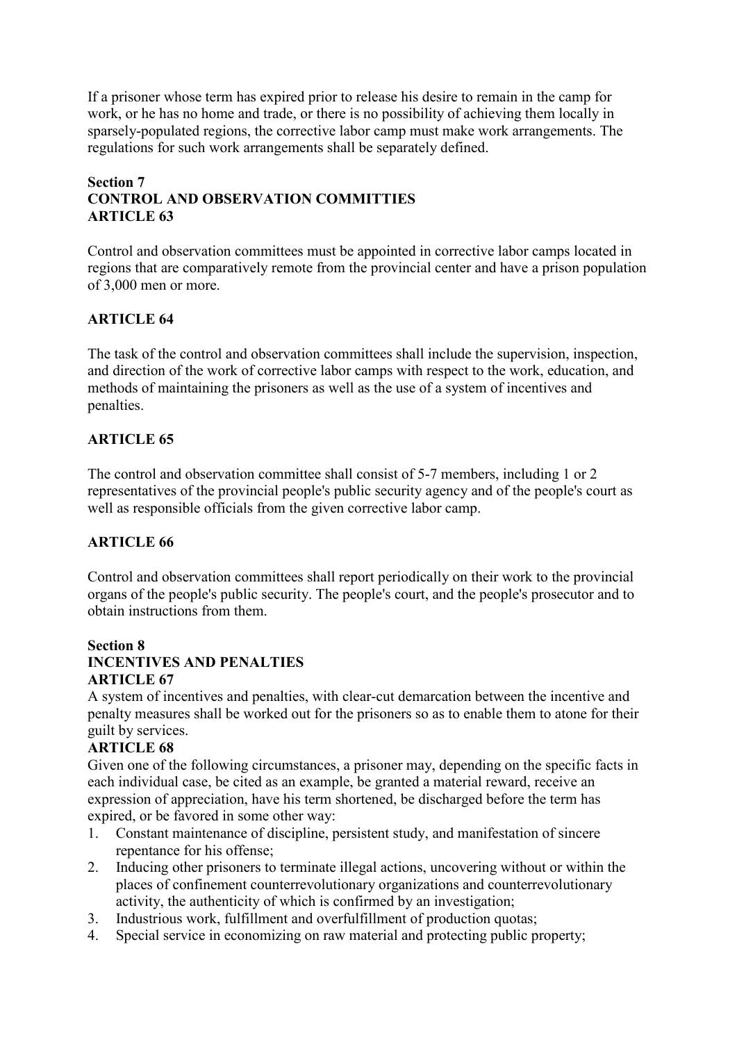If a prisoner whose term has expired prior to release his desire to remain in the camp for work, or he has no home and trade, or there is no possibility of achieving them locally in sparsely-populated regions, the corrective labor camp must make work arrangements. The regulations for such work arrangements shall be separately defined.

## Section 7
## CONTROL AND OBSERVATION COMMITTIES
### ARTICLE 63

Control and observation committees must be appointed in corrective labor camps located in regions that are comparatively remote from the provincial center and have a prison population of 3,000 men or more.

### ARTICLE 64

The task of the control and observation committees shall include the supervision, inspection, and direction of the work of corrective labor camps with respect to the work, education, and methods of maintaining the prisoners as well as the use of a system of incentives and penalties.

### ARTICLE 65

The control and observation committee shall consist of 5-7 members, including 1 or 2 representatives of the provincial people's public security agency and of the people's court as well as responsible officials from the given corrective labor camp.

### ARTICLE 66

Control and observation committees shall report periodically on their work to the provincial organs of the people's public security. The people's court, and the people's prosecutor and to obtain instructions from them.

## Section 8
## INCENTIVES AND PENALTIES
### ARTICLE 67

A system of incentives and penalties, with clear-cut demarcation between the incentive and penalty measures shall be worked out for the prisoners so as to enable them to atone for their guilt by services.

### ARTICLE 68

Given one of the following circumstances, a prisoner may, depending on the specific facts in each individual case, be cited as an example, be granted a material reward, receive an expression of appreciation, have his term shortened, be discharged before the term has expired, or be favored in some other way:

1. Constant maintenance of discipline, persistent study, and manifestation of sincere repentance for his offense;
2. Inducing other prisoners to terminate illegal actions, uncovering without or within the places of confinement counterrevolutionary organizations and counterrevolutionary activity, the authenticity of which is confirmed by an investigation;
3. Industrious work, fulfillment and overfulfillment of production quotas;
4. Special service in economizing on raw material and protecting public property;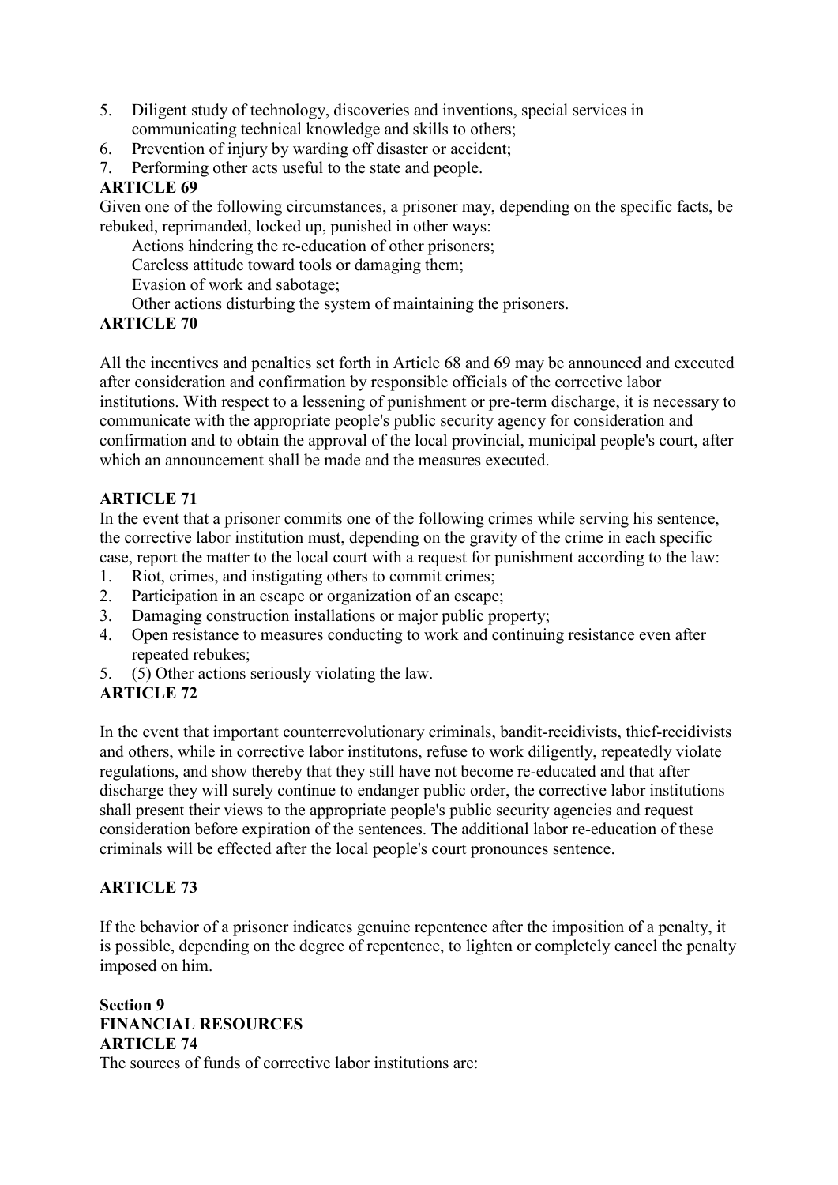5. Diligent study of technology, discoveries and inventions, special services in communicating technical knowledge and skills to others;
6. Prevention of injury by warding off disaster or accident;
7. Performing other acts useful to the state and people.

**ARTICLE 69**

Given one of the following circumstances, a prisoner may, depending on the specific facts, be rebuked, reprimanded, locked up, punished in other ways:

Actions hindering the re-education of other prisoners;

Careless attitude toward tools or damaging them;

Evasion of work and sabotage;

Other actions disturbing the system of maintaining the prisoners.

**ARTICLE 70**

All the incentives and penalties set forth in Article 68 and 69 may be announced and executed after consideration and confirmation by responsible officials of the corrective labor institutions. With respect to a lessening of punishment or pre-term discharge, it is necessary to communicate with the appropriate people's public security agency for consideration and confirmation and to obtain the approval of the local provincial, municipal people's court, after which an announcement shall be made and the measures executed.

**ARTICLE 71**

In the event that a prisoner commits one of the following crimes while serving his sentence, the corrective labor institution must, depending on the gravity of the crime in each specific case, report the matter to the local court with a request for punishment according to the law:

1. Riot, crimes, and instigating others to commit crimes;
2. Participation in an escape or organization of an escape;
3. Damaging construction installations or major public property;
4. Open resistance to measures conducting to work and continuing resistance even after repeated rebukes;
5. (5) Other actions seriously violating the law.

**ARTICLE 72**

In the event that important counterrevolutionary criminals, bandit-recidivists, thief-recidivists and others, while in corrective labor institutons, refuse to work diligently, repeatedly violate regulations, and show thereby that they still have not become re-educated and that after discharge they will surely continue to endanger public order, the corrective labor institutions shall present their views to the appropriate people's public security agencies and request consideration before expiration of the sentences. The additional labor re-education of these criminals will be effected after the local people's court pronounces sentence.

**ARTICLE 73**

If the behavior of a prisoner indicates genuine repentence after the imposition of a penalty, it is possible, depending on the degree of repentence, to lighten or completely cancel the penalty imposed on him.

**Section 9**
**FINANCIAL RESOURCES**
**ARTICLE 74**

The sources of funds of corrective labor institutions are: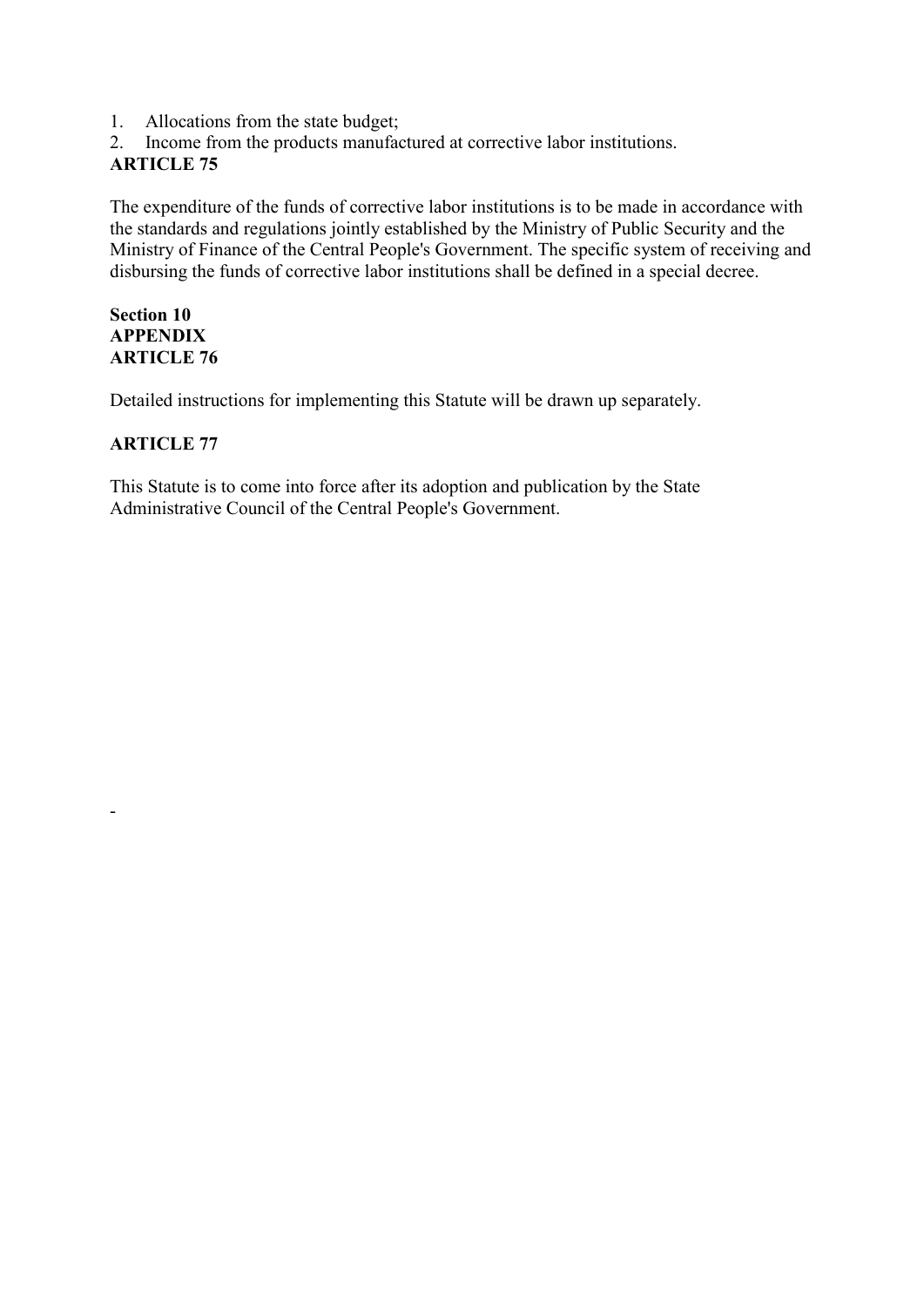1. Allocations from the state budget;
2. Income from the products manufactured at corrective labor institutions.

**ARTICLE 75**

The expenditure of the funds of corrective labor institutions is to be made in accordance with the standards and regulations jointly established by the Ministry of Public Security and the Ministry of Finance of the Central People's Government. The specific system of receiving and disbursing the funds of corrective labor institutions shall be defined in a special decree.

**Section 10**
**APPENDIX**
**ARTICLE 76**

Detailed instructions for implementing this Statute will be drawn up separately.

**ARTICLE 77**

This Statute is to come into force after its adoption and publication by the State Administrative Council of the Central People's Government.

-